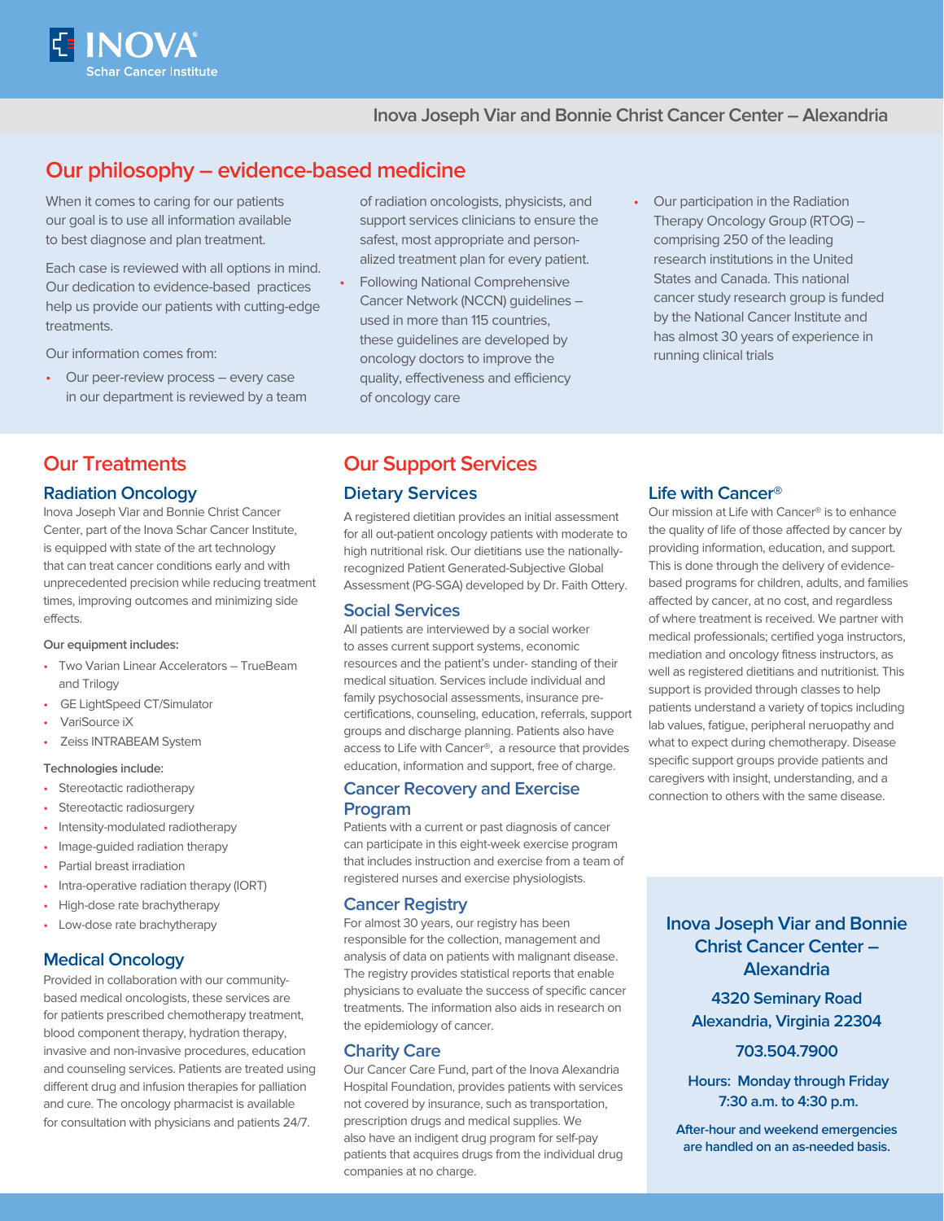INOVA® Schar Cancer Institute

Inova Joseph Viar and Bonnie Christ Cancer Center – Alexandria

## Our philosophy – evidence-based medicine

When it comes to caring for our patients our goal is to use all information available to best diagnose and plan treatment.

Each case is reviewed with all options in mind. Our dedication to evidence-based practices help us provide our patients with cutting-edge treatments.

Our information comes from:

- Our peer-review process – every case in our department is reviewed by a team of radiation oncologists, physicists, and support services clinicians to ensure the safest, most appropriate and personalized treatment plan for every patient.
- Following National Comprehensive Cancer Network (NCCN) guidelines – used in more than 115 countries, these guidelines are developed by oncology doctors to improve the quality, effectiveness and efficiency of oncology care
- Our participation in the Radiation Therapy Oncology Group (RTOG) – comprising 250 of the leading research institutions in the United States and Canada. This national cancer study research group is funded by the National Cancer Institute and has almost 30 years of experience in running clinical trials

## Our Treatments

### Radiation Oncology

Inova Joseph Viar and Bonnie Christ Cancer Center, part of the Inova Schar Cancer Institute, is equipped with state of the art technology that can treat cancer conditions early and with unprecedented precision while reducing treatment times, improving outcomes and minimizing side effects.

**Our equipment includes:**

- Two Varian Linear Accelerators – TrueBeam and Trilogy
- GE LightSpeed CT/Simulator
- VariSource iX
- Zeiss INTRABEAM System

**Technologies include:**

- Stereotactic radiotherapy
- Stereotactic radiosurgery
- Intensity-modulated radiotherapy
- Image-guided radiation therapy
- Partial breast irradiation
- Intra-operative radiation therapy (IORT)
- High-dose rate brachytherapy
- Low-dose rate brachytherapy

### Medical Oncology

Provided in collaboration with our community-based medical oncologists, these services are for patients prescribed chemotherapy treatment, blood component therapy, hydration therapy, invasive and non-invasive procedures, education and counseling services. Patients are treated using different drug and infusion therapies for palliation and cure. The oncology pharmacist is available for consultation with physicians and patients 24/7.

## Our Support Services

### Dietary Services

A registered dietitian provides an initial assessment for all out-patient oncology patients with moderate to high nutritional risk. Our dietitians use the nationally-recognized Patient Generated-Subjective Global Assessment (PG-SGA) developed by Dr. Faith Ottery.

### Social Services

All patients are interviewed by a social worker to asses current support systems, economic resources and the patient's under- standing of their medical situation. Services include individual and family psychosocial assessments, insurance pre-certifications, counseling, education, referrals, support groups and discharge planning. Patients also have access to Life with Cancer®, a resource that provides education, information and support, free of charge.

### Cancer Recovery and Exercise Program

Patients with a current or past diagnosis of cancer can participate in this eight-week exercise program that includes instruction and exercise from a team of registered nurses and exercise physiologists.

### Cancer Registry

For almost 30 years, our registry has been responsible for the collection, management and analysis of data on patients with malignant disease. The registry provides statistical reports that enable physicians to evaluate the success of specific cancer treatments. The information also aids in research on the epidemiology of cancer.

### Charity Care

Our Cancer Care Fund, part of the Inova Alexandria Hospital Foundation, provides patients with services not covered by insurance, such as transportation, prescription drugs and medical supplies. We also have an indigent drug program for self-pay patients that acquires drugs from the individual drug companies at no charge.

### Life with Cancer®

Our mission at Life with Cancer® is to enhance the quality of life of those affected by cancer by providing information, education, and support. This is done through the delivery of evidence-based programs for children, adults, and families affected by cancer, at no cost, and regardless of where treatment is received. We partner with medical professionals; certified yoga instructors, mediation and oncology fitness instructors, as well as registered dietitians and nutritionist. This support is provided through classes to help patients understand a variety of topics including lab values, fatigue, peripheral neruopathy and what to expect during chemotherapy. Disease specific support groups provide patients and caregivers with insight, understanding, and a connection to others with the same disease.

**Inova Joseph Viar and Bonnie Christ Cancer Center – Alexandria**

**4320 Seminary Road**
**Alexandria, Virginia 22304**

**703.504.7900**

**Hours: Monday through Friday 7:30 a.m. to 4:30 p.m.**

**After-hour and weekend emergencies are handled on an as-needed basis.**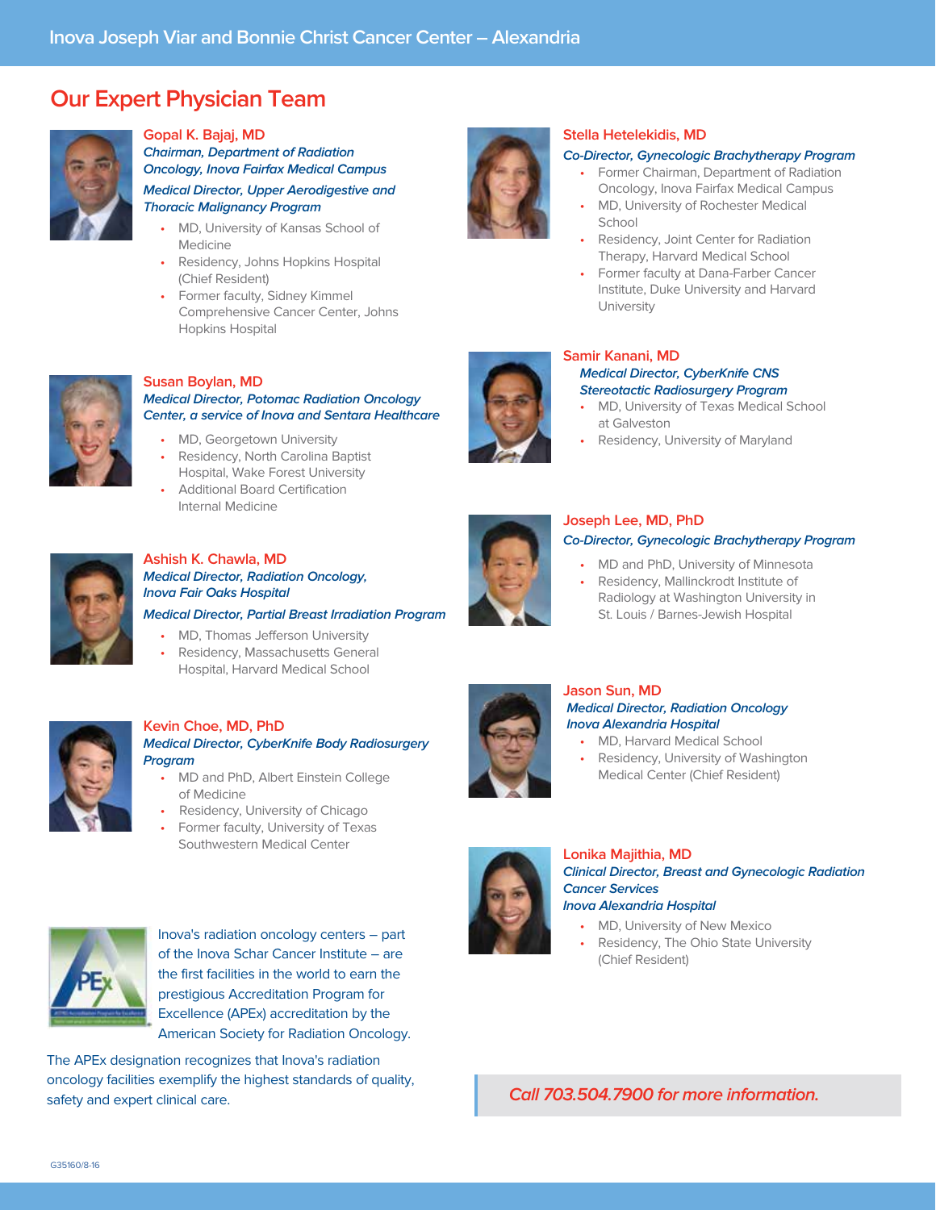# Our Expert Physician Team

### Gopal K. Bajaj, MD

*Chairman, Department of Radiation Oncology, Inova Fairfax Medical Campus*

*Medical Director, Upper Aerodigestive and Thoracic Malignancy Program*

- MD, University of Kansas School of Medicine
- Residency, Johns Hopkins Hospital (Chief Resident)
- Former faculty, Sidney Kimmel Comprehensive Cancer Center, Johns Hopkins Hospital

### Susan Boylan, MD

*Medical Director, Potomac Radiation Oncology Center, a service of Inova and Sentara Healthcare*

- MD, Georgetown University
- Residency, North Carolina Baptist Hospital, Wake Forest University
- Additional Board Certification Internal Medicine

### Ashish K. Chawla, MD

*Medical Director, Radiation Oncology, Inova Fair Oaks Hospital*

*Medical Director, Partial Breast Irradiation Program*

- MD, Thomas Jefferson University
- Residency, Massachusetts General Hospital, Harvard Medical School

### Kevin Choe, MD, PhD

*Medical Director, CyberKnife Body Radiosurgery Program*

- MD and PhD, Albert Einstein College of Medicine
- Residency, University of Chicago
- Former faculty, University of Texas Southwestern Medical Center

### Stella Hetelekidis, MD

*Co-Director, Gynecologic Brachytherapy Program*

- Former Chairman, Department of Radiation Oncology, Inova Fairfax Medical Campus
- MD, University of Rochester Medical School
- Residency, Joint Center for Radiation Therapy, Harvard Medical School
- Former faculty at Dana-Farber Cancer Institute, Duke University and Harvard University

### Samir Kanani, MD

*Medical Director, CyberKnife CNS Stereotactic Radiosurgery Program*

- MD, University of Texas Medical School at Galveston
- Residency, University of Maryland

### Joseph Lee, MD, PhD

*Co-Director, Gynecologic Brachytherapy Program*

- MD and PhD, University of Minnesota
- Residency, Mallinckrodt Institute of Radiology at Washington University in St. Louis / Barnes-Jewish Hospital

### Jason Sun, MD

*Medical Director, Radiation Oncology Inova Alexandria Hospital*

- MD, Harvard Medical School
- Residency, University of Washington Medical Center (Chief Resident)

### Lonika Majithia, MD

*Clinical Director, Breast and Gynecologic Radiation Cancer Services Inova Alexandria Hospital*

- MD, University of New Mexico
- Residency, The Ohio State University (Chief Resident)

Inova's radiation oncology centers – part of the Inova Schar Cancer Institute – are the first facilities in the world to earn the prestigious Accreditation Program for Excellence (APEx) accreditation by the American Society for Radiation Oncology.

The APEx designation recognizes that Inova's radiation oncology facilities exemplify the highest standards of quality, safety and expert clinical care.

*Call 703.504.7900 for more information.*

G35160/8-16